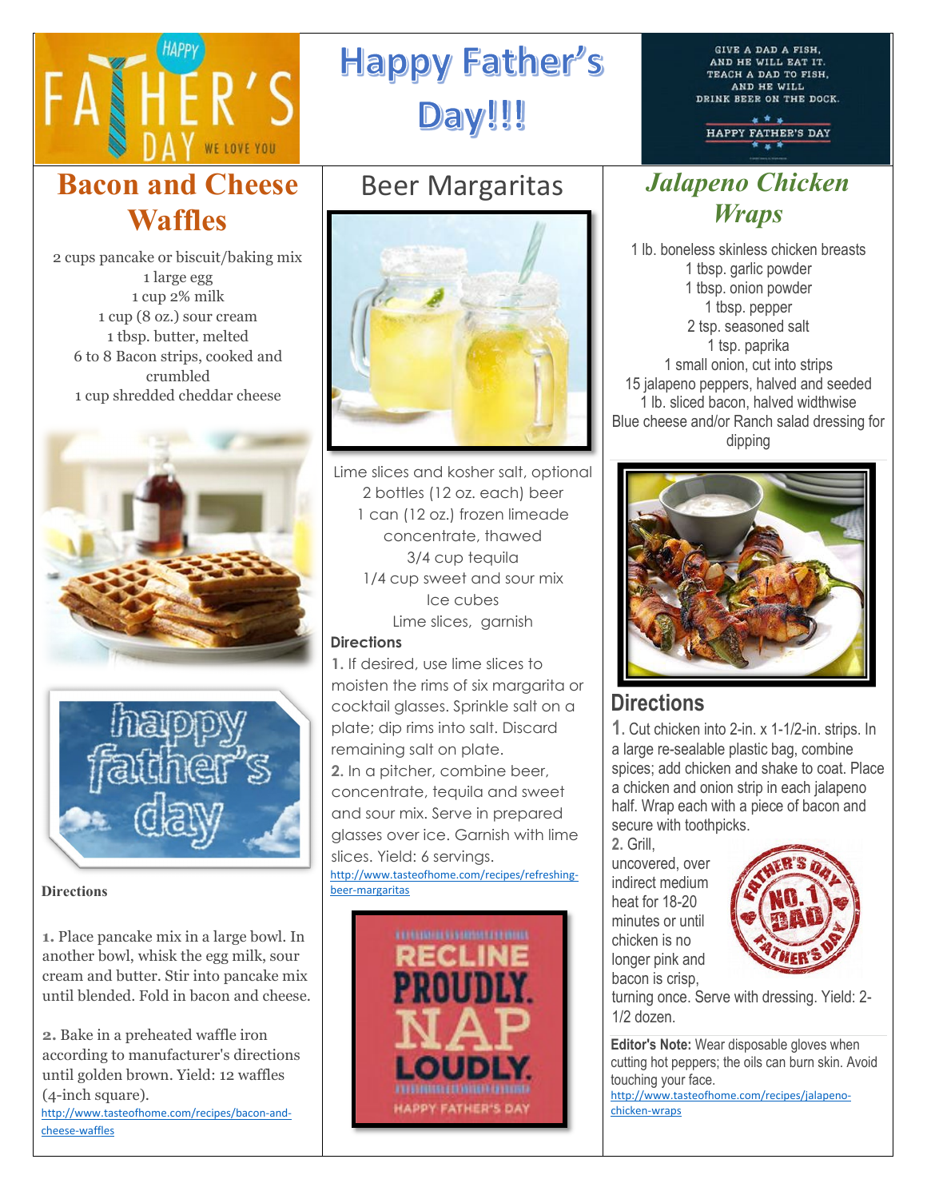# Happy Father's Day!!!

## Bacon and Cheese Waffles

2 cups pancake or biscuit/baking mix
1 large egg
1 cup 2% milk
1 cup (8 oz.) sour cream
1 tbsp. butter, melted
6 to 8 Bacon strips, cooked and crumbled
1 cup shredded cheddar cheese

**Directions**

**1.** Place pancake mix in a large bowl. In another bowl, whisk the egg milk, sour cream and butter. Stir into pancake mix until blended. Fold in bacon and cheese.

**2.** Bake in a preheated waffle iron according to manufacturer's directions until golden brown. Yield: 12 waffles (4-inch square).

http://www.tasteofhome.com/recipes/bacon-and-cheese-waffles

## Beer Margaritas

Lime slices and kosher salt, optional
2 bottles (12 oz. each) beer
1 can (12 oz.) frozen limeade concentrate, thawed
3/4 cup tequila
1/4 cup sweet and sour mix
Ice cubes
Lime slices, garnish

**Directions**

**1.** If desired, use lime slices to moisten the rims of six margarita or cocktail glasses. Sprinkle salt on a plate; dip rims into salt. Discard remaining salt on plate.

**2.** In a pitcher, combine beer, concentrate, tequila and sweet and sour mix. Serve in prepared glasses over ice. Garnish with lime slices. Yield: 6 servings.

http://www.tasteofhome.com/recipes/refreshing-beer-margaritas

## *Jalapeno Chicken Wraps*

1 lb. boneless skinless chicken breasts
1 tbsp. garlic powder
1 tbsp. onion powder
1 tbsp. pepper
2 tsp. seasoned salt
1 tsp. paprika
1 small onion, cut into strips
15 jalapeno peppers, halved and seeded
1 lb. sliced bacon, halved widthwise
Blue cheese and/or Ranch salad dressing for dipping

### Directions

**1.** Cut chicken into 2-in. x 1-1/2-in. strips. In a large re-sealable plastic bag, combine spices; add chicken and shake to coat. Place a chicken and onion strip in each jalapeno half. Wrap each with a piece of bacon and secure with toothpicks.

**2.** Grill, uncovered, over indirect medium heat for 18-20 minutes or until chicken is no longer pink and bacon is crisp, turning once. Serve with dressing. Yield: 2-1/2 dozen.

**Editor's Note:** Wear disposable gloves when cutting hot peppers; the oils can burn skin. Avoid touching your face.

http://www.tasteofhome.com/recipes/jalapeno-chicken-wraps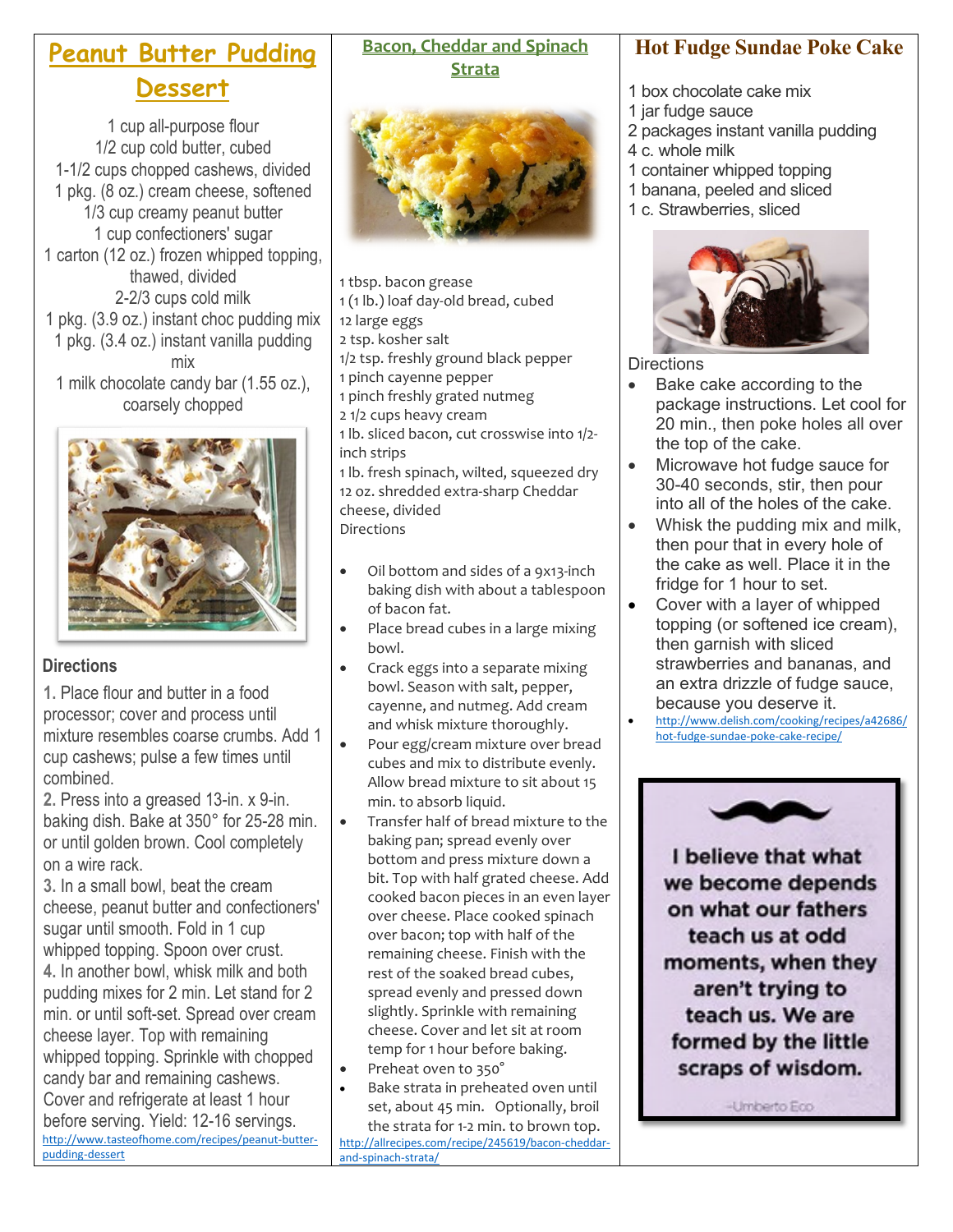## Peanut Butter Pudding Dessert

1 cup all-purpose flour
1/2 cup cold butter, cubed
1-1/2 cups chopped cashews, divided
1 pkg. (8 oz.) cream cheese, softened
1/3 cup creamy peanut butter
1 cup confectioners' sugar
1 carton (12 oz.) frozen whipped topping, thawed, divided
2-2/3 cups cold milk
1 pkg. (3.9 oz.) instant choc pudding mix
1 pkg. (3.4 oz.) instant vanilla pudding mix
1 milk chocolate candy bar (1.55 oz.), coarsely chopped

### Directions

1. Place flour and butter in a food processor; cover and process until mixture resembles coarse crumbs. Add 1 cup cashews; pulse a few times until combined.
2. Press into a greased 13-in. x 9-in. baking dish. Bake at 350° for 25-28 min. or until golden brown. Cool completely on a wire rack.
3. In a small bowl, beat the cream cheese, peanut butter and confectioners' sugar until smooth. Fold in 1 cup whipped topping. Spoon over crust.
4. In another bowl, whisk milk and both pudding mixes for 2 min. Let stand for 2 min. or until soft-set. Spread over cream cheese layer. Top with remaining whipped topping. Sprinkle with chopped candy bar and remaining cashews. Cover and refrigerate at least 1 hour before serving. Yield: 12-16 servings.

http://www.tasteofhome.com/recipes/peanut-butter-pudding-dessert

## Bacon, Cheddar and Spinach Strata

1 tbsp. bacon grease
1 (1 lb.) loaf day-old bread, cubed
12 large eggs
2 tsp. kosher salt
1/2 tsp. freshly ground black pepper
1 pinch cayenne pepper
1 pinch freshly grated nutmeg
2 1/2 cups heavy cream
1 lb. sliced bacon, cut crosswise into 1/2-inch strips
1 lb. fresh spinach, wilted, squeezed dry
12 oz. shredded extra-sharp Cheddar cheese, divided

Directions

- Oil bottom and sides of a 9x13-inch baking dish with about a tablespoon of bacon fat.
- Place bread cubes in a large mixing bowl.
- Crack eggs into a separate mixing bowl. Season with salt, pepper, cayenne, and nutmeg. Add cream and whisk mixture thoroughly.
- Pour egg/cream mixture over bread cubes and mix to distribute evenly. Allow bread mixture to sit about 15 min. to absorb liquid.
- Transfer half of bread mixture to the baking pan; spread evenly over bottom and press mixture down a bit. Top with half grated cheese. Add cooked bacon pieces in an even layer over cheese. Place cooked spinach over bacon; top with half of the remaining cheese. Finish with the rest of the soaked bread cubes, spread evenly and pressed down slightly. Sprinkle with remaining cheese. Cover and let sit at room temp for 1 hour before baking.
- Preheat oven to 350°
- Bake strata in preheated oven until set, about 45 min. Optionally, broil the strata for 1-2 min. to brown top.

http://allrecipes.com/recipe/245619/bacon-cheddar-and-spinach-strata/

## Hot Fudge Sundae Poke Cake

1 box chocolate cake mix
1 jar fudge sauce
2 packages instant vanilla pudding
4 c. whole milk
1 container whipped topping
1 banana, peeled and sliced
1 c. Strawberries, sliced

Directions

- Bake cake according to the package instructions. Let cool for 20 min., then poke holes all over the top of the cake.
- Microwave hot fudge sauce for 30-40 seconds, stir, then pour into all of the holes of the cake.
- Whisk the pudding mix and milk, then pour that in every hole of the cake as well. Place it in the fridge for 1 hour to set.
- Cover with a layer of whipped topping (or softened ice cream), then garnish with sliced strawberries and bananas, and an extra drizzle of fudge sauce, because you deserve it.
- http://www.delish.com/cooking/recipes/a42686/hot-fudge-sundae-poke-cake-recipe/

I believe that what we become depends on what our fathers teach us at odd moments, when they aren't trying to teach us. We are formed by the little scraps of wisdom.

-Umberto Eco